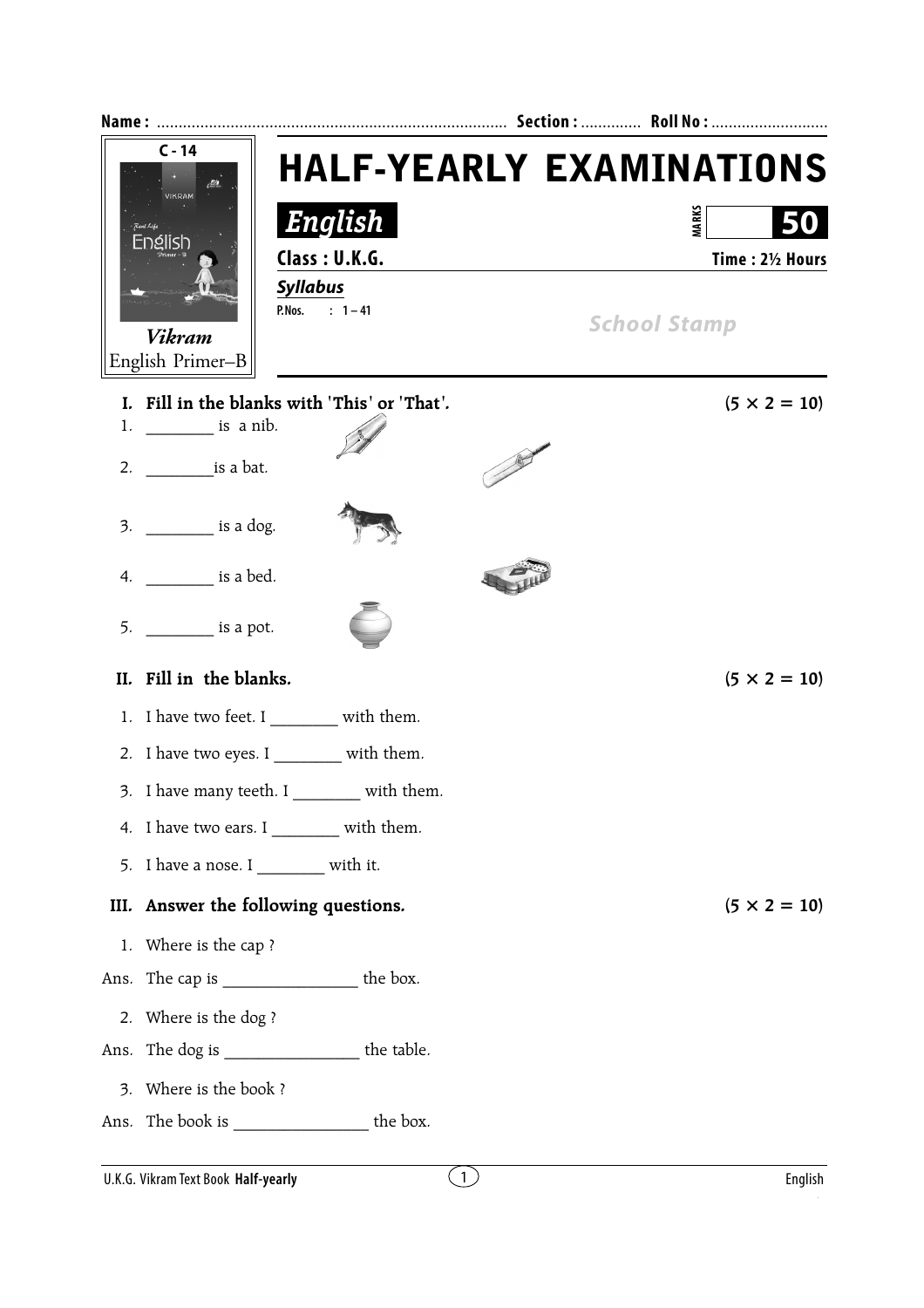Name : ................................................................................ Section : ............. Roll No : ...........................

C - 14

*Vikram*

English Primer–B

# HALF-YEARLY EXAMINATIONS

## *English*

MARKS **50**

**Class : U.K.G.** **Time : 2½ Hours**

***Syllabus***

**P.Nos.** : 1 – 41

*School Stamp*

**I. Fill in the blanks with 'This' or 'That'.** **(5 × 2 = 10)**

1. ________ is a nib.
2. ________is a bat.
3. ________ is a dog.
4. ________ is a bed.
5. ________ is a pot.

**II. Fill in the blanks.** **(5 × 2 = 10)**

1. I have two feet. I ________ with them.
2. I have two eyes. I ________ with them.
3. I have many teeth. I ________ with them.
4. I have two ears. I ________ with them.
5. I have a nose. I ________ with it.

**III. Answer the following questions.** **(5 × 2 = 10)**

1. Where is the cap ?

Ans. The cap is ________________ the box.

2. Where is the dog ?

Ans. The dog is ________________ the table.

3. Where is the book ?

Ans. The book is ________________ the box.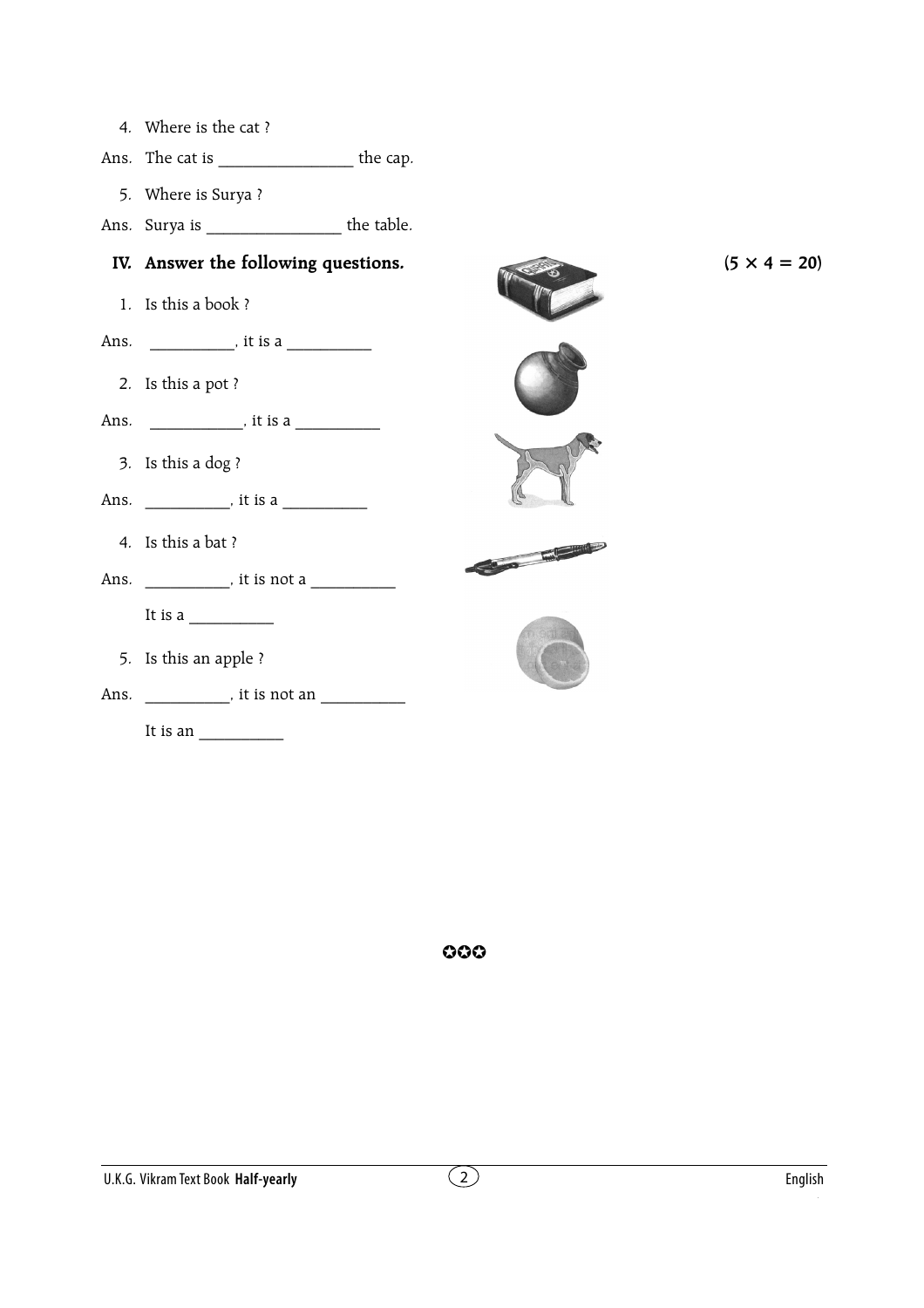4. Where is the cat ?

Ans. The cat is ________________ the cap.

5. Where is Surya ?

Ans. Surya is ________________ the table.

## IV. Answer the following questions. (5 × 4 = 20)

1. Is this a book ?

Ans. __________, it is a __________

2. Is this a pot ?

Ans. ___________, it is a __________

3. Is this a dog ?

Ans. __________, it is a __________

4. Is this a bat ?

Ans. __________, it is not a __________

It is a __________

5. Is this an apple ?

Ans. __________, it is not an __________

It is an __________

✪✪✪